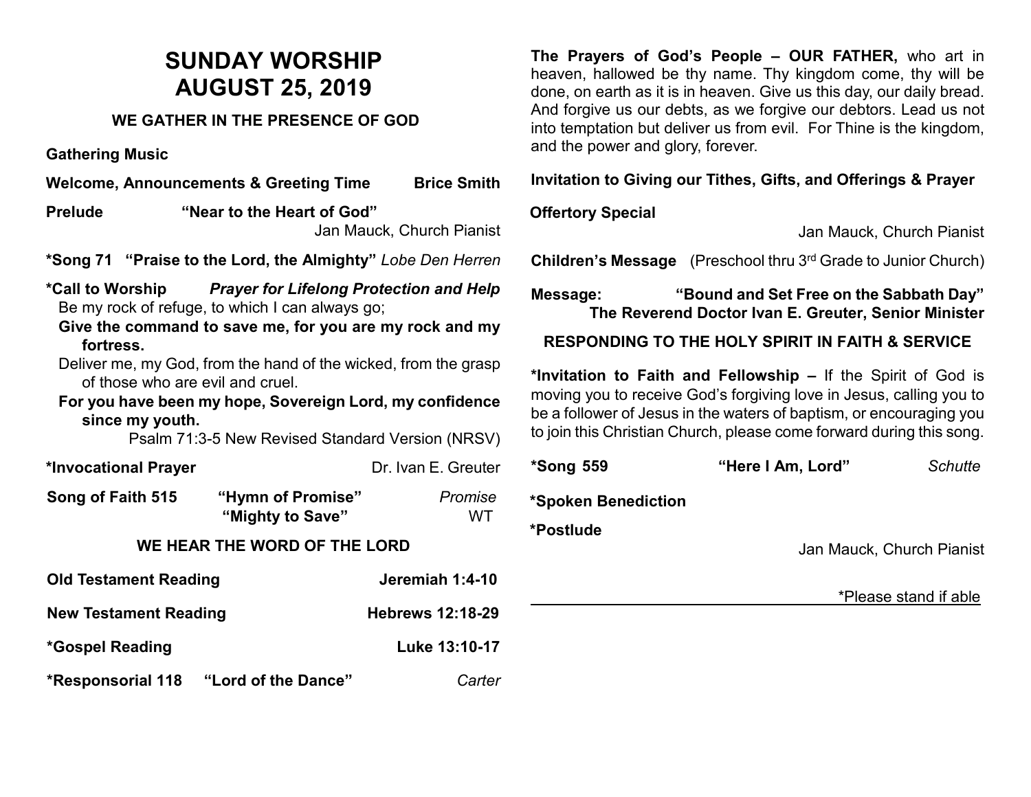# SUNDAY WORSHIP
# AUGUST 25, 2019

## WE GATHER IN THE PRESENCE OF GOD

**Gathering Music**

**Welcome, Announcements & Greeting Time** **Brice Smith**

**Prelude** **"Near to the Heart of God"**
Jan Mauck, Church Pianist

***Song 71 "Praise to the Lord, the Almighty"** *Lobe Den Herren*

***Call to Worship** ***Prayer for Lifelong Protection and Help***

Be my rock of refuge, to which I can always go;

**Give the command to save me, for you are my rock and my fortress.**

Deliver me, my God, from the hand of the wicked, from the grasp of those who are evil and cruel.

**For you have been my hope, Sovereign Lord, my confidence since my youth.**

Psalm 71:3-5 New Revised Standard Version (NRSV)

***Invocational Prayer** Dr. Ivan E. Greuter

**Song of Faith 515** **"Hymn of Promise"** *Promise*
**"Mighty to Save"** WT

## WE HEAR THE WORD OF THE LORD

**Old Testament Reading** **Jeremiah 1:4-10**

**New Testament Reading** **Hebrews 12:18-29**

***Gospel Reading** **Luke 13:10-17**

***Responsorial 118** **"Lord of the Dance"** *Carter*

**The Prayers of God's People – OUR FATHER,** who art in heaven, hallowed be thy name. Thy kingdom come, thy will be done, on earth as it is in heaven. Give us this day, our daily bread. And forgive us our debts, as we forgive our debtors. Lead us not into temptation but deliver us from evil. For Thine is the kingdom, and the power and glory, forever.

**Invitation to Giving our Tithes, Gifts, and Offerings & Prayer**

**Offertory Special**
Jan Mauck, Church Pianist

**Children's Message** (Preschool thru 3rd Grade to Junior Church)

**Message:** **"Bound and Set Free on the Sabbath Day"**
**The Reverend Doctor Ivan E. Greuter, Senior Minister**

## RESPONDING TO THE HOLY SPIRIT IN FAITH & SERVICE

***Invitation to Faith and Fellowship –** If the Spirit of God is moving you to receive God's forgiving love in Jesus, calling you to be a follower of Jesus in the waters of baptism, or encouraging you to join this Christian Church, please come forward during this song.

***Song 559** **"Here I Am, Lord"** *Schutte*

***Spoken Benediction**

***Postlude**
Jan Mauck, Church Pianist

*Please stand if able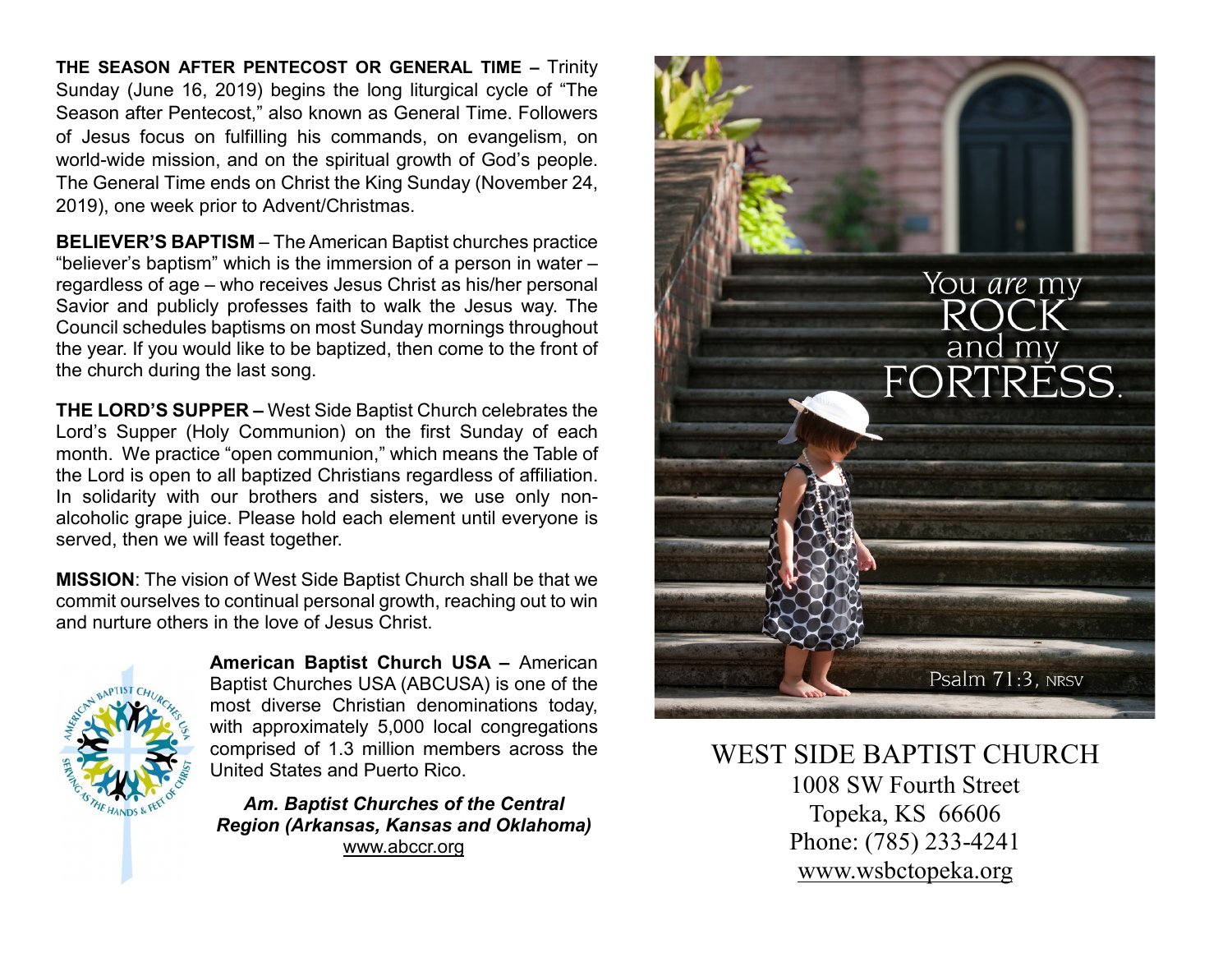**THE SEASON AFTER PENTECOST OR GENERAL TIME –** Trinity Sunday (June 16, 2019) begins the long liturgical cycle of "The Season after Pentecost," also known as General Time. Followers of Jesus focus on fulfilling his commands, on evangelism, on world-wide mission, and on the spiritual growth of God's people. The General Time ends on Christ the King Sunday (November 24, 2019), one week prior to Advent/Christmas.

**BELIEVER'S BAPTISM** – The American Baptist churches practice "believer's baptism" which is the immersion of a person in water – regardless of age – who receives Jesus Christ as his/her personal Savior and publicly professes faith to walk the Jesus way. The Council schedules baptisms on most Sunday mornings throughout the year. If you would like to be baptized, then come to the front of the church during the last song.

**THE LORD'S SUPPER –** West Side Baptist Church celebrates the Lord's Supper (Holy Communion) on the first Sunday of each month. We practice "open communion," which means the Table of the Lord is open to all baptized Christians regardless of affiliation. In solidarity with our brothers and sisters, we use only non-alcoholic grape juice. Please hold each element until everyone is served, then we will feast together.

**MISSION**: The vision of West Side Baptist Church shall be that we commit ourselves to continual personal growth, reaching out to win and nurture others in the love of Jesus Christ.

**American Baptist Church USA –** American Baptist Churches USA (ABCUSA) is one of the most diverse Christian denominations today, with approximately 5,000 local congregations comprised of 1.3 million members across the United States and Puerto Rico.

***Am. Baptist Churches of the Central Region (Arkansas, Kansas and Oklahoma)***
www.abccr.org

You *are* my ROCK and my FORTRESS.
Psalm 71:3, NRSV

WEST SIDE BAPTIST CHURCH
1008 SW Fourth Street
Topeka, KS 66606
Phone: (785) 233-4241
www.wsbctopeka.org